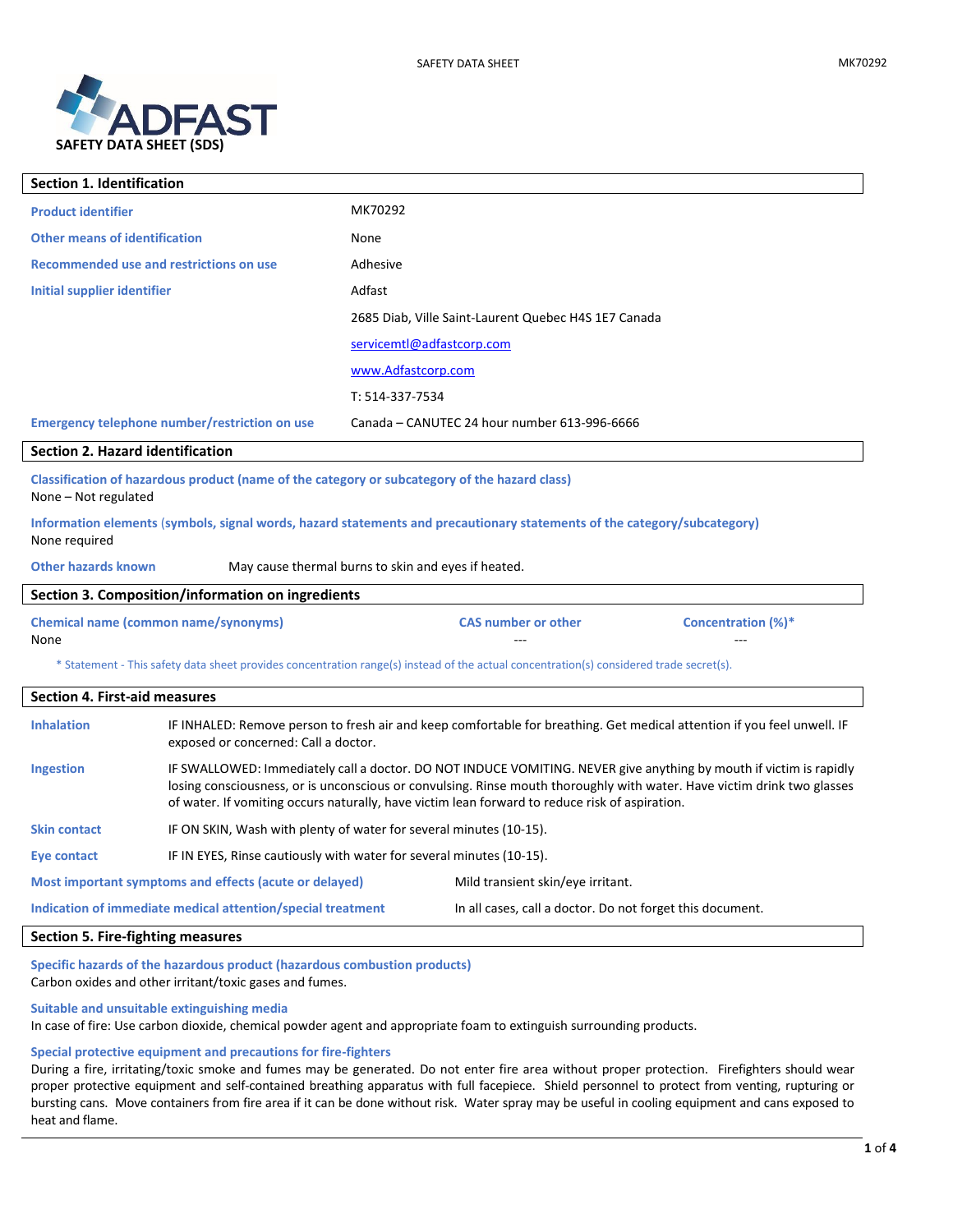ADFAST

**SAFETY DATA SHEET (SDS)**

## Section 1. Identification

| | |
|---|---|
| **Product identifier** | MK70292 |
| **Other means of identification** | None |
| **Recommended use and restrictions on use** | Adhesive |
| **Initial supplier identifier** | Adfast |
| | 2685 Diab, Ville Saint-Laurent Quebec H4S 1E7 Canada |
| | servicemtl@adfastcorp.com |
| | www.Adfastcorp.com |
| | T: 514-337-7534 |
| **Emergency telephone number/restriction on use** | Canada – CANUTEC 24 hour number 613-996-6666 |

## Section 2. Hazard identification

**Classification of hazardous product (name of the category or subcategory of the hazard class)**
None – Not regulated

**Information elements (symbols, signal words, hazard statements and precautionary statements of the category/subcategory)**
None required

**Other hazards known** May cause thermal burns to skin and eyes if heated.

## Section 3. Composition/information on ingredients

| Chemical name (common name/synonyms) | CAS number or other | Concentration (%)* |
|---|---|---|
| None | --- | --- |

\* Statement - This safety data sheet provides concentration range(s) instead of the actual concentration(s) considered trade secret(s).

## Section 4. First-aid measures

**Inhalation** IF INHALED: Remove person to fresh air and keep comfortable for breathing. Get medical attention if you feel unwell. IF exposed or concerned: Call a doctor.

**Ingestion** IF SWALLOWED: Immediately call a doctor. DO NOT INDUCE VOMITING. NEVER give anything by mouth if victim is rapidly losing consciousness, or is unconscious or convulsing. Rinse mouth thoroughly with water. Have victim drink two glasses of water. If vomiting occurs naturally, have victim lean forward to reduce risk of aspiration.

**Skin contact** IF ON SKIN, Wash with plenty of water for several minutes (10-15).

**Eye contact** IF IN EYES, Rinse cautiously with water for several minutes (10-15).

**Most important symptoms and effects (acute or delayed)** Mild transient skin/eye irritant.

**Indication of immediate medical attention/special treatment** In all cases, call a doctor. Do not forget this document.

## Section 5. Fire-fighting measures

**Specific hazards of the hazardous product (hazardous combustion products)**
Carbon oxides and other irritant/toxic gases and fumes.

**Suitable and unsuitable extinguishing media**
In case of fire: Use carbon dioxide, chemical powder agent and appropriate foam to extinguish surrounding products.

**Special protective equipment and precautions for fire-fighters**
During a fire, irritating/toxic smoke and fumes may be generated. Do not enter fire area without proper protection. Firefighters should wear proper protective equipment and self-contained breathing apparatus with full facepiece. Shield personnel to protect from venting, rupturing or bursting cans. Move containers from fire area if it can be done without risk. Water spray may be useful in cooling equipment and cans exposed to heat and flame.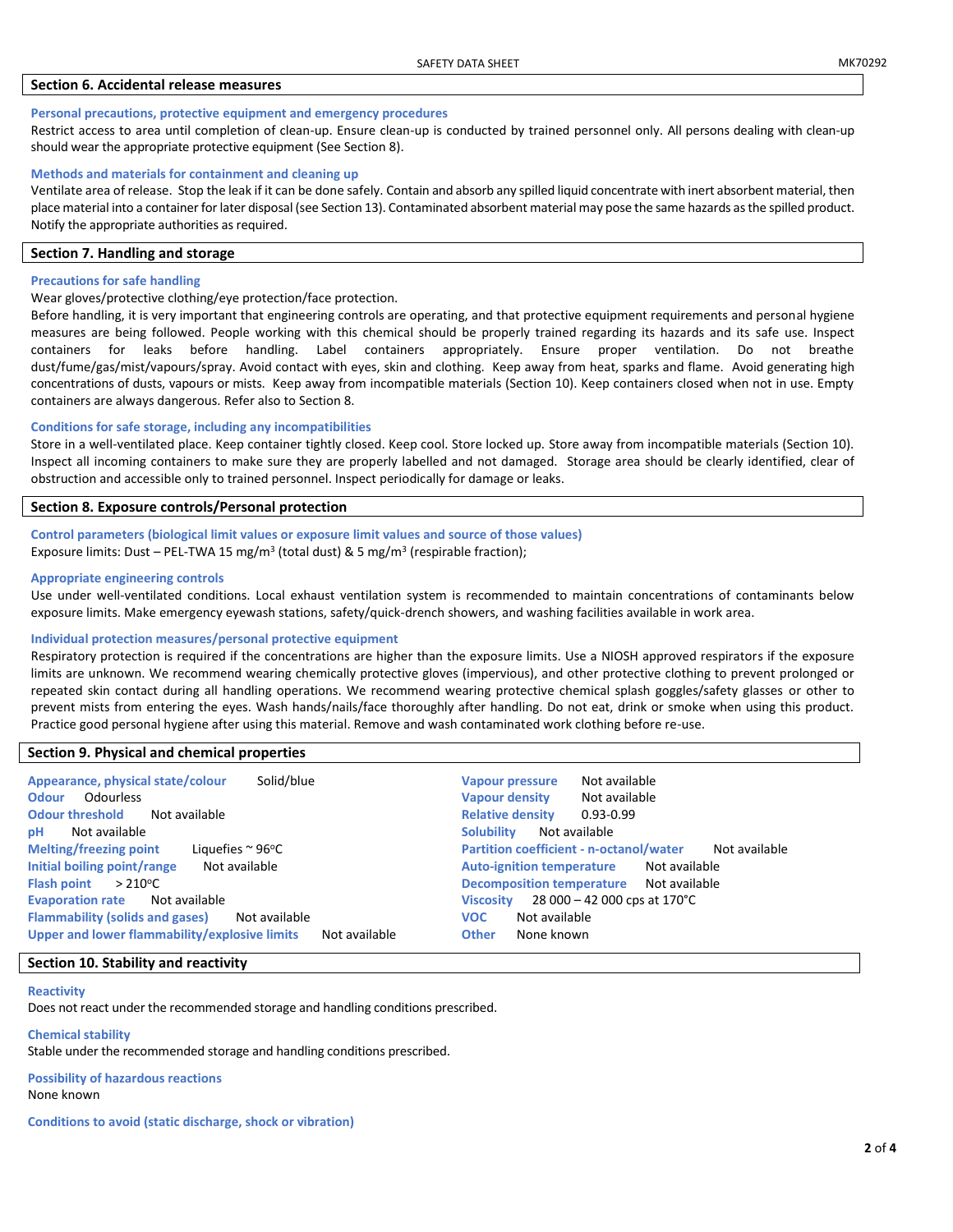## Section 6. Accidental release measures

### Personal precautions, protective equipment and emergency procedures

Restrict access to area until completion of clean-up. Ensure clean-up is conducted by trained personnel only. All persons dealing with clean-up should wear the appropriate protective equipment (See Section 8).

### Methods and materials for containment and cleaning up

Ventilate area of release. Stop the leak if it can be done safely. Contain and absorb any spilled liquid concentrate with inert absorbent material, then place material into a container for later disposal (see Section 13). Contaminated absorbent material may pose the same hazards as the spilled product. Notify the appropriate authorities as required.

## Section 7. Handling and storage

### Precautions for safe handling

Wear gloves/protective clothing/eye protection/face protection.

Before handling, it is very important that engineering controls are operating, and that protective equipment requirements and personal hygiene measures are being followed. People working with this chemical should be properly trained regarding its hazards and its safe use. Inspect containers for leaks before handling. Label containers appropriately. Ensure proper ventilation. Do not breathe dust/fume/gas/mist/vapours/spray. Avoid contact with eyes, skin and clothing. Keep away from heat, sparks and flame. Avoid generating high concentrations of dusts, vapours or mists. Keep away from incompatible materials (Section 10). Keep containers closed when not in use. Empty containers are always dangerous. Refer also to Section 8.

### Conditions for safe storage, including any incompatibilities

Store in a well-ventilated place. Keep container tightly closed. Keep cool. Store locked up. Store away from incompatible materials (Section 10). Inspect all incoming containers to make sure they are properly labelled and not damaged. Storage area should be clearly identified, clear of obstruction and accessible only to trained personnel. Inspect periodically for damage or leaks.

## Section 8. Exposure controls/Personal protection

### Control parameters (biological limit values or exposure limit values and source of those values)

Exposure limits: Dust – PEL-TWA 15 mg/m$^3$ (total dust) & 5 mg/m$^3$ (respirable fraction);

### Appropriate engineering controls

Use under well-ventilated conditions. Local exhaust ventilation system is recommended to maintain concentrations of contaminants below exposure limits. Make emergency eyewash stations, safety/quick-drench showers, and washing facilities available in work area.

### Individual protection measures/personal protective equipment

Respiratory protection is required if the concentrations are higher than the exposure limits. Use a NIOSH approved respirators if the exposure limits are unknown. We recommend wearing chemically protective gloves (impervious), and other protective clothing to prevent prolonged or repeated skin contact during all handling operations. We recommend wearing protective chemical splash goggles/safety glasses or other to prevent mists from entering the eyes. Wash hands/nails/face thoroughly after handling. Do not eat, drink or smoke when using this product. Practice good personal hygiene after using this material. Remove and wash contaminated work clothing before re-use.

## Section 9. Physical and chemical properties

| Property | Value |
|---|---|
| Appearance, physical state/colour | Solid/blue |
| Odour | Odourless |
| Odour threshold | Not available |
| pH | Not available |
| Melting/freezing point | Liquefies ~ 96°C |
| Initial boiling point/range | Not available |
| Flash point | > 210°C |
| Evaporation rate | Not available |
| Flammability (solids and gases) | Not available |
| Upper and lower flammability/explosive limits | Not available |
| Vapour pressure | Not available |
| Vapour density | Not available |
| Relative density | 0.93-0.99 |
| Solubility | Not available |
| Partition coefficient - n-octanol/water | Not available |
| Auto-ignition temperature | Not available |
| Decomposition temperature | Not available |
| Viscosity | 28 000 – 42 000 cps at 170°C |
| VOC | Not available |
| Other | None known |

## Section 10. Stability and reactivity

### Reactivity

Does not react under the recommended storage and handling conditions prescribed.

### Chemical stability

Stable under the recommended storage and handling conditions prescribed.

### Possibility of hazardous reactions

None known

### Conditions to avoid (static discharge, shock or vibration)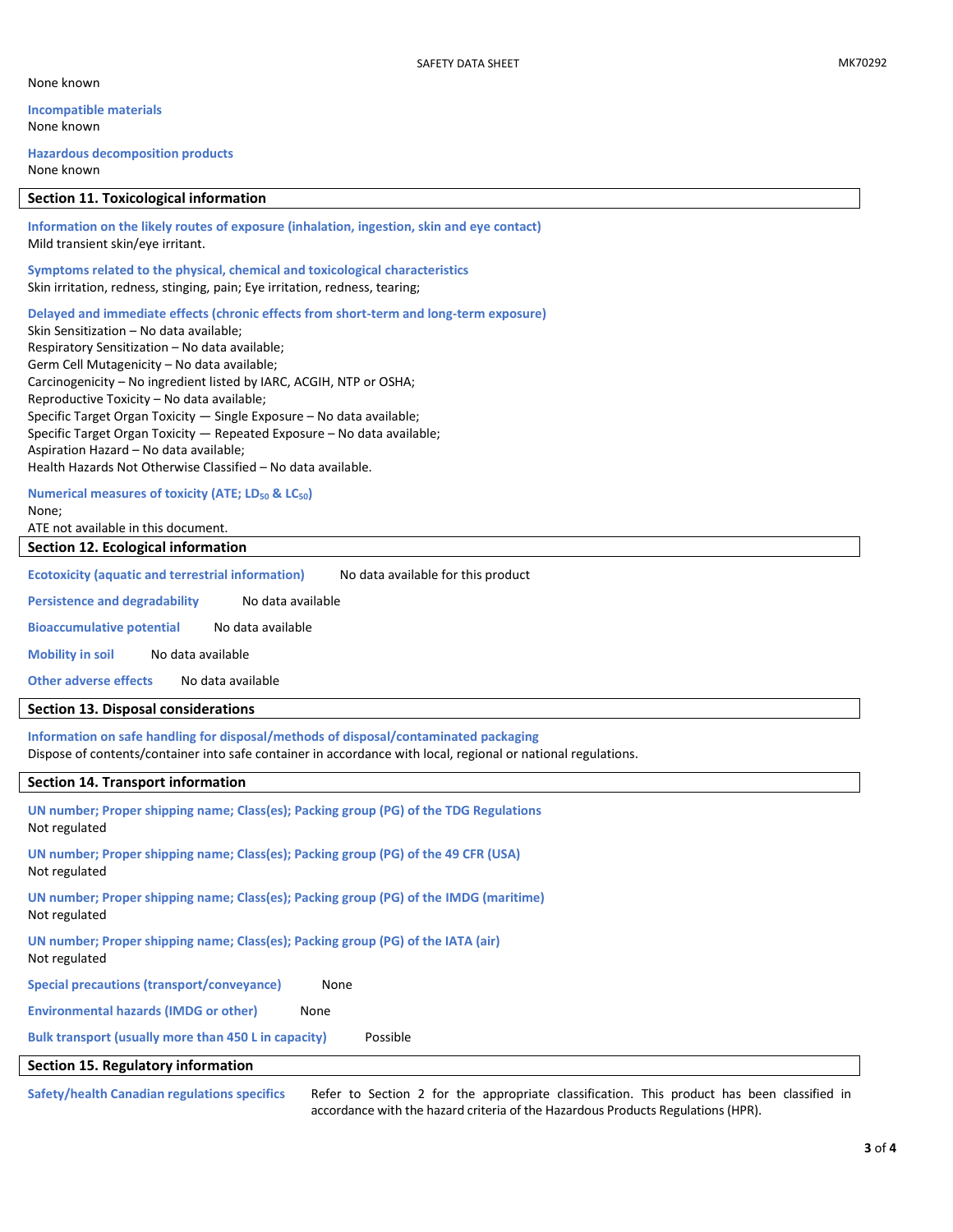None known

**Incompatible materials**
None known

**Hazardous decomposition products**
None known

## Section 11. Toxicological information

**Information on the likely routes of exposure (inhalation, ingestion, skin and eye contact)**
Mild transient skin/eye irritant.

**Symptoms related to the physical, chemical and toxicological characteristics**
Skin irritation, redness, stinging, pain; Eye irritation, redness, tearing;

**Delayed and immediate effects (chronic effects from short-term and long-term exposure)**
Skin Sensitization – No data available;
Respiratory Sensitization – No data available;
Germ Cell Mutagenicity – No data available;
Carcinogenicity – No ingredient listed by IARC, ACGIH, NTP or OSHA;
Reproductive Toxicity – No data available;
Specific Target Organ Toxicity — Single Exposure – No data available;
Specific Target Organ Toxicity — Repeated Exposure – No data available;
Aspiration Hazard – No data available;
Health Hazards Not Otherwise Classified – No data available.

**Numerical measures of toxicity (ATE; $LD_{50}$ & $LC_{50}$)**
None;
ATE not available in this document.

## Section 12. Ecological information

**Ecotoxicity (aquatic and terrestrial information)** No data available for this product

**Persistence and degradability** No data available

**Bioaccumulative potential** No data available

**Mobility in soil** No data available

**Other adverse effects** No data available

## Section 13. Disposal considerations

**Information on safe handling for disposal/methods of disposal/contaminated packaging**
Dispose of contents/container into safe container in accordance with local, regional or national regulations.

## Section 14. Transport information

**UN number; Proper shipping name; Class(es); Packing group (PG) of the TDG Regulations**
Not regulated

**UN number; Proper shipping name; Class(es); Packing group (PG) of the 49 CFR (USA)**
Not regulated

**UN number; Proper shipping name; Class(es); Packing group (PG) of the IMDG (maritime)**
Not regulated

**UN number; Proper shipping name; Class(es); Packing group (PG) of the IATA (air)**
Not regulated

**Special precautions (transport/conveyance)** None

**Environmental hazards (IMDG or other)** None

**Bulk transport (usually more than 450 L in capacity)** Possible

## Section 15. Regulatory information

**Safety/health Canadian regulations specifics** Refer to Section 2 for the appropriate classification. This product has been classified in accordance with the hazard criteria of the Hazardous Products Regulations (HPR).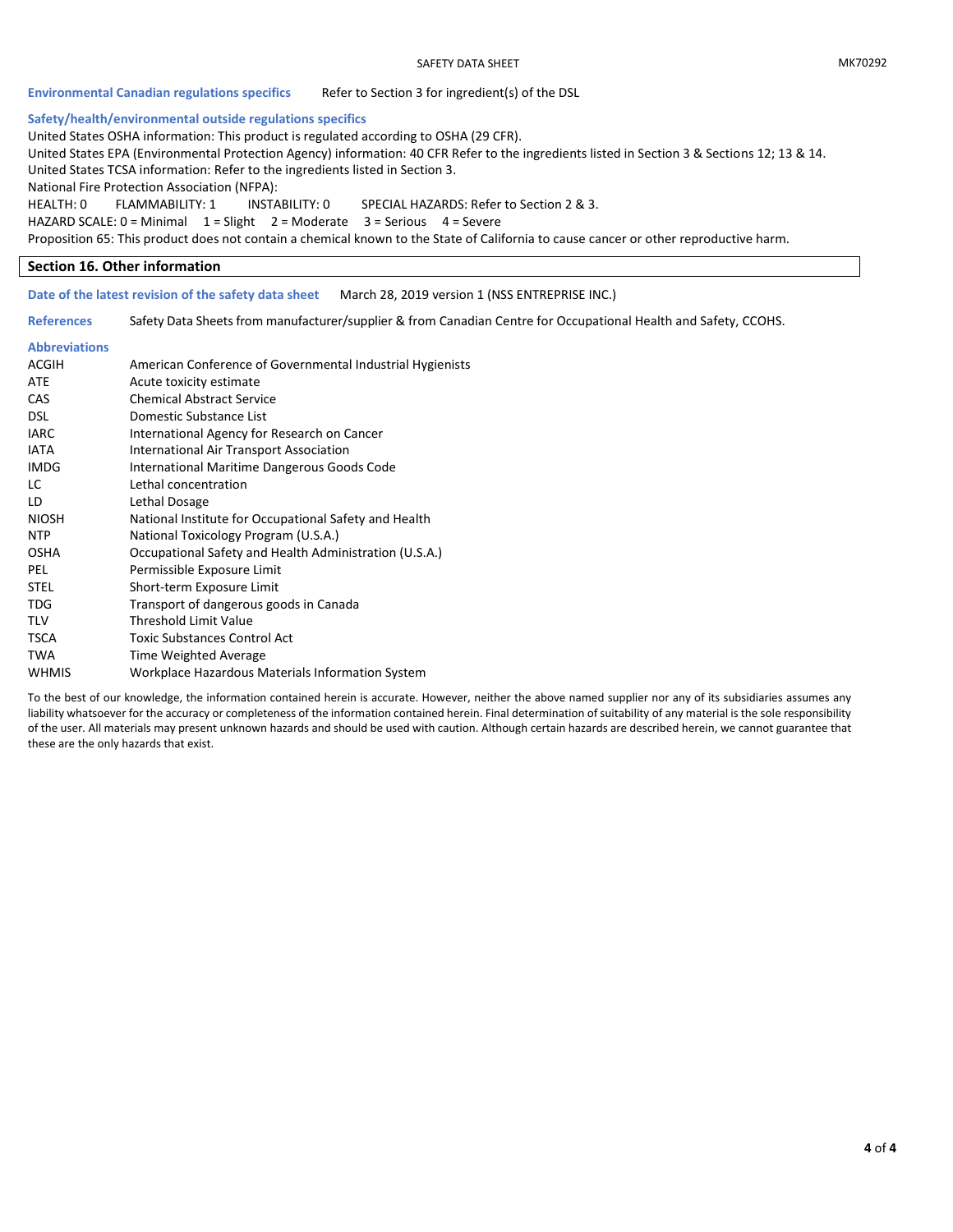**Environmental Canadian regulations specifics** Refer to Section 3 for ingredient(s) of the DSL

**Safety/health/environmental outside regulations specifics**

United States OSHA information: This product is regulated according to OSHA (29 CFR).

United States EPA (Environmental Protection Agency) information: 40 CFR Refer to the ingredients listed in Section 3 & Sections 12; 13 & 14.

United States TCSA information: Refer to the ingredients listed in Section 3.

National Fire Protection Association (NFPA):

HEALTH: 0 FLAMMABILITY: 1 INSTABILITY: 0 SPECIAL HAZARDS: Refer to Section 2 & 3.

HAZARD SCALE: 0 = Minimal 1 = Slight 2 = Moderate 3 = Serious 4 = Severe

Proposition 65: This product does not contain a chemical known to the State of California to cause cancer or other reproductive harm.

## Section 16. Other information

**Date of the latest revision of the safety data sheet** March 28, 2019 version 1 (NSS ENTREPRISE INC.)

**References** Safety Data Sheets from manufacturer/supplier & from Canadian Centre for Occupational Health and Safety, CCOHS.

**Abbreviations**

| | |
|---|---|
| ACGIH | American Conference of Governmental Industrial Hygienists |
| ATE | Acute toxicity estimate |
| CAS | Chemical Abstract Service |
| DSL | Domestic Substance List |
| IARC | International Agency for Research on Cancer |
| IATA | International Air Transport Association |
| IMDG | International Maritime Dangerous Goods Code |
| LC | Lethal concentration |
| LD | Lethal Dosage |
| NIOSH | National Institute for Occupational Safety and Health |
| NTP | National Toxicology Program (U.S.A.) |
| OSHA | Occupational Safety and Health Administration (U.S.A.) |
| PEL | Permissible Exposure Limit |
| STEL | Short-term Exposure Limit |
| TDG | Transport of dangerous goods in Canada |
| TLV | Threshold Limit Value |
| TSCA | Toxic Substances Control Act |
| TWA | Time Weighted Average |
| WHMIS | Workplace Hazardous Materials Information System |

To the best of our knowledge, the information contained herein is accurate. However, neither the above named supplier nor any of its subsidiaries assumes any liability whatsoever for the accuracy or completeness of the information contained herein. Final determination of suitability of any material is the sole responsibility of the user. All materials may present unknown hazards and should be used with caution. Although certain hazards are described herein, we cannot guarantee that these are the only hazards that exist.